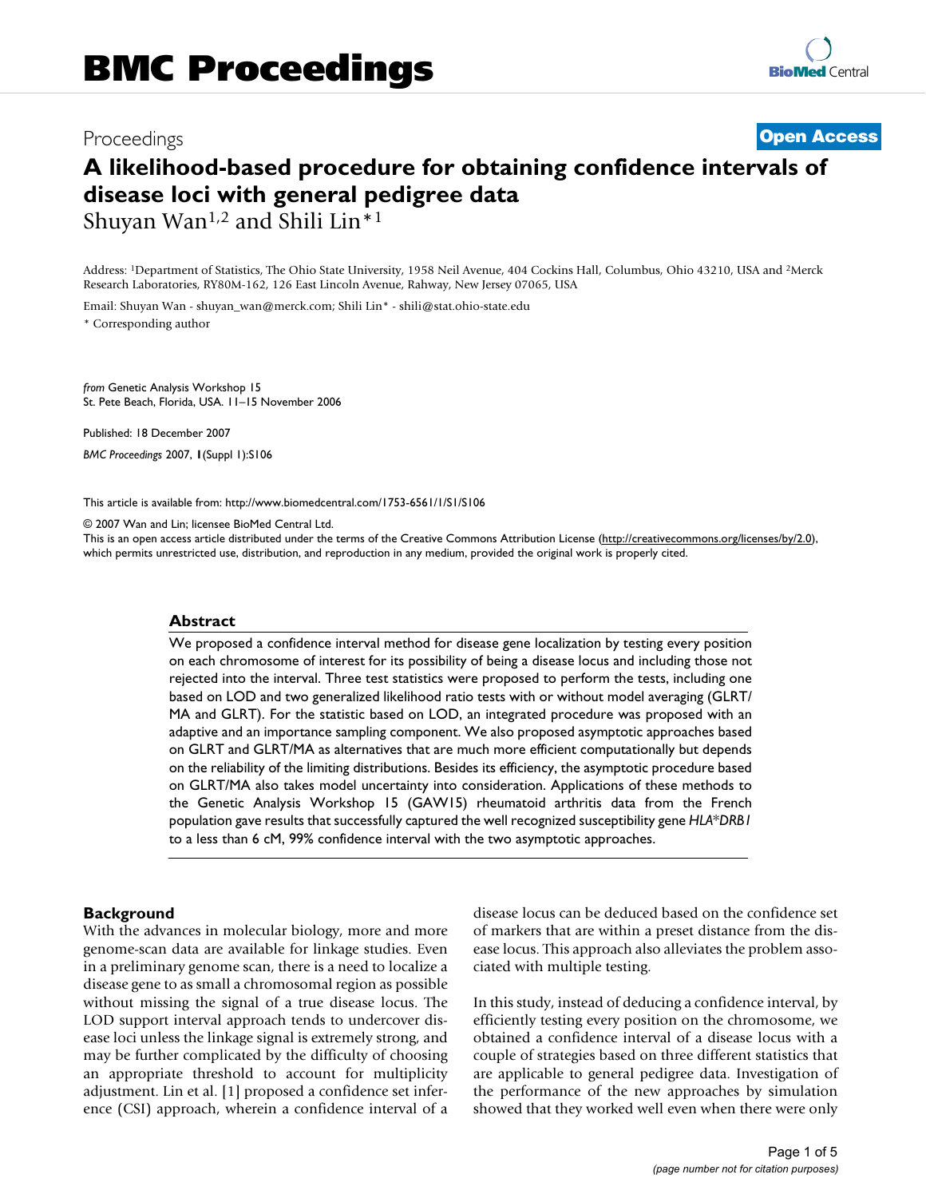BMC Proceedings

Proceedings

**Open Access**

# A likelihood-based procedure for obtaining confidence intervals of disease loci with general pedigree data

Shuyan Wan[1,2] and Shili Lin*[1]

Address: [1]Department of Statistics, The Ohio State University, 1958 Neil Avenue, 404 Cockins Hall, Columbus, Ohio 43210, USA and [2]Merck Research Laboratories, RY80M-162, 126 East Lincoln Avenue, Rahway, New Jersey 07065, USA

Email: Shuyan Wan - shuyan_wan@merck.com; Shili Lin* - shili@stat.ohio-state.edu

* Corresponding author

*from* Genetic Analysis Workshop 15
St. Pete Beach, Florida, USA. 11–15 November 2006

Published: 18 December 2007

*BMC Proceedings* 2007, **1**(Suppl 1):S106

This article is available from: http://www.biomedcentral.com/1753-6561/1/S1/S106

© 2007 Wan and Lin; licensee BioMed Central Ltd.
This is an open access article distributed under the terms of the Creative Commons Attribution License (http://creativecommons.org/licenses/by/2.0), which permits unrestricted use, distribution, and reproduction in any medium, provided the original work is properly cited.

## Abstract

We proposed a confidence interval method for disease gene localization by testing every position on each chromosome of interest for its possibility of being a disease locus and including those not rejected into the interval. Three test statistics were proposed to perform the tests, including one based on LOD and two generalized likelihood ratio tests with or without model averaging (GLRT/MA and GLRT). For the statistic based on LOD, an integrated procedure was proposed with an adaptive and an importance sampling component. We also proposed asymptotic approaches based on GLRT and GLRT/MA as alternatives that are much more efficient computationally but depends on the reliability of the limiting distributions. Besides its efficiency, the asymptotic procedure based on GLRT/MA also takes model uncertainty into consideration. Applications of these methods to the Genetic Analysis Workshop 15 (GAW15) rheumatoid arthritis data from the French population gave results that successfully captured the well recognized susceptibility gene *HLA*DRB1* to a less than 6 cM, 99% confidence interval with the two asymptotic approaches.

## Background

With the advances in molecular biology, more and more genome-scan data are available for linkage studies. Even in a preliminary genome scan, there is a need to localize a disease gene to as small a chromosomal region as possible without missing the signal of a true disease locus. The LOD support interval approach tends to undercover disease loci unless the linkage signal is extremely strong, and may be further complicated by the difficulty of choosing an appropriate threshold to account for multiplicity adjustment. Lin et al. [1] proposed a confidence set inference (CSI) approach, wherein a confidence interval of a disease locus can be deduced based on the confidence set of markers that are within a preset distance from the disease locus. This approach also alleviates the problem associated with multiple testing.

In this study, instead of deducing a confidence interval, by efficiently testing every position on the chromosome, we obtained a confidence interval of a disease locus with a couple of strategies based on three different statistics that are applicable to general pedigree data. Investigation of the performance of the new approaches by simulation showed that they worked well even when there were only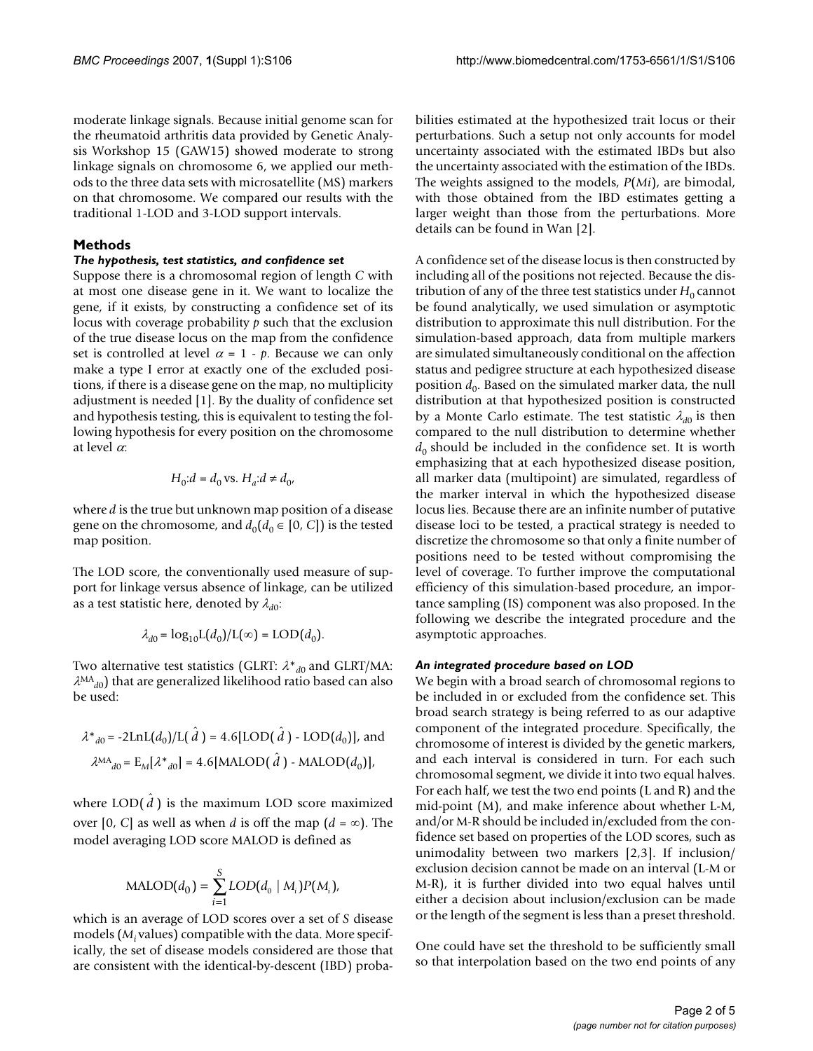moderate linkage signals. Because initial genome scan for the rheumatoid arthritis data provided by Genetic Analysis Workshop 15 (GAW15) showed moderate to strong linkage signals on chromosome 6, we applied our methods to the three data sets with microsatellite (MS) markers on that chromosome. We compared our results with the traditional 1-LOD and 3-LOD support intervals.

## Methods

### *The hypothesis, test statistics, and confidence set*

Suppose there is a chromosomal region of length *C* with at most one disease gene in it. We want to localize the gene, if it exists, by constructing a confidence set of its locus with coverage probability *p* such that the exclusion of the true disease locus on the map from the confidence set is controlled at level $\alpha = 1 - p$. Because we can only make a type I error at exactly one of the excluded positions, if there is a disease gene on the map, no multiplicity adjustment is needed [1]. By the duality of confidence set and hypothesis testing, this is equivalent to testing the following hypothesis for every position on the chromosome at level $\alpha$:

$$H_0{:}d = d_0 \text{ vs. } H_a{:}d \neq d_0,$$

where *d* is the true but unknown map position of a disease gene on the chromosome, and $d_0(d_0 \in [0, C])$ is the tested map position.

The LOD score, the conventionally used measure of support for linkage versus absence of linkage, can be utilized as a test statistic here, denoted by $\lambda_{d0}$:

$$\lambda_{d0} = \log_{10}\mathrm{L}(d_0)/\mathrm{L}(\infty) = \mathrm{LOD}(d_0).$$

Two alternative test statistics (GLRT: $\lambda^*_{d0}$ and GLRT/MA: $\lambda^{MA}_{d0}$) that are generalized likelihood ratio based can also be used:

$$\lambda^*_{d0} = -2\mathrm{LnL}(d_0)/\mathrm{L}(\hat{d}) = 4.6[\mathrm{LOD}(\hat{d}) - \mathrm{LOD}(d_0)], \text{ and}$$

$$\lambda^{MA}_{d0} = \mathrm{E}_M[\lambda^*_{d0}] = 4.6[\mathrm{MALOD}(\hat{d}) - \mathrm{MALOD}(d_0)],$$

where $\mathrm{LOD}(\hat{d})$ is the maximum LOD score maximized over [0, *C*] as well as when *d* is off the map ($d = \infty$). The model averaging LOD score MALOD is defined as

$$\mathrm{MALOD}(d_0) = \sum_{i=1}^{S} LOD(d_0 \mid M_i)P(M_i),$$

which is an average of LOD scores over a set of *S* disease models ($M_i$ values) compatible with the data. More specifically, the set of disease models considered are those that are consistent with the identical-by-descent (IBD) probabilities estimated at the hypothesized trait locus or their perturbations. Such a setup not only accounts for model uncertainty associated with the estimated IBDs but also the uncertainty associated with the estimation of the IBDs. The weights assigned to the models, $P(Mi)$, are bimodal, with those obtained from the IBD estimates getting a larger weight than those from the perturbations. More details can be found in Wan [2].

A confidence set of the disease locus is then constructed by including all of the positions not rejected. Because the distribution of any of the three test statistics under $H_0$ cannot be found analytically, we used simulation or asymptotic distribution to approximate this null distribution. For the simulation-based approach, data from multiple markers are simulated simultaneously conditional on the affection status and pedigree structure at each hypothesized disease position $d_0$. Based on the simulated marker data, the null distribution at that hypothesized position is constructed by a Monte Carlo estimate. The test statistic $\lambda_{d0}$ is then compared to the null distribution to determine whether $d_0$ should be included in the confidence set. It is worth emphasizing that at each hypothesized disease position, all marker data (multipoint) are simulated, regardless of the marker interval in which the hypothesized disease locus lies. Because there are an infinite number of putative disease loci to be tested, a practical strategy is needed to discretize the chromosome so that only a finite number of positions need to be tested without compromising the level of coverage. To further improve the computational efficiency of this simulation-based procedure, an importance sampling (IS) component was also proposed. In the following we describe the integrated procedure and the asymptotic approaches.

### *An integrated procedure based on LOD*

We begin with a broad search of chromosomal regions to be included in or excluded from the confidence set. This broad search strategy is being referred to as our adaptive component of the integrated procedure. Specifically, the chromosome of interest is divided by the genetic markers, and each interval is considered in turn. For each such chromosomal segment, we divide it into two equal halves. For each half, we test the two end points (L and R) and the mid-point (M), and make inference about whether L-M, and/or M-R should be included in/excluded from the confidence set based on properties of the LOD scores, such as unimodality between two markers [2,3]. If inclusion/exclusion decision cannot be made on an interval (L-M or M-R), it is further divided into two equal halves until either a decision about inclusion/exclusion can be made or the length of the segment is less than a preset threshold.

One could have set the threshold to be sufficiently small so that interpolation based on the two end points of any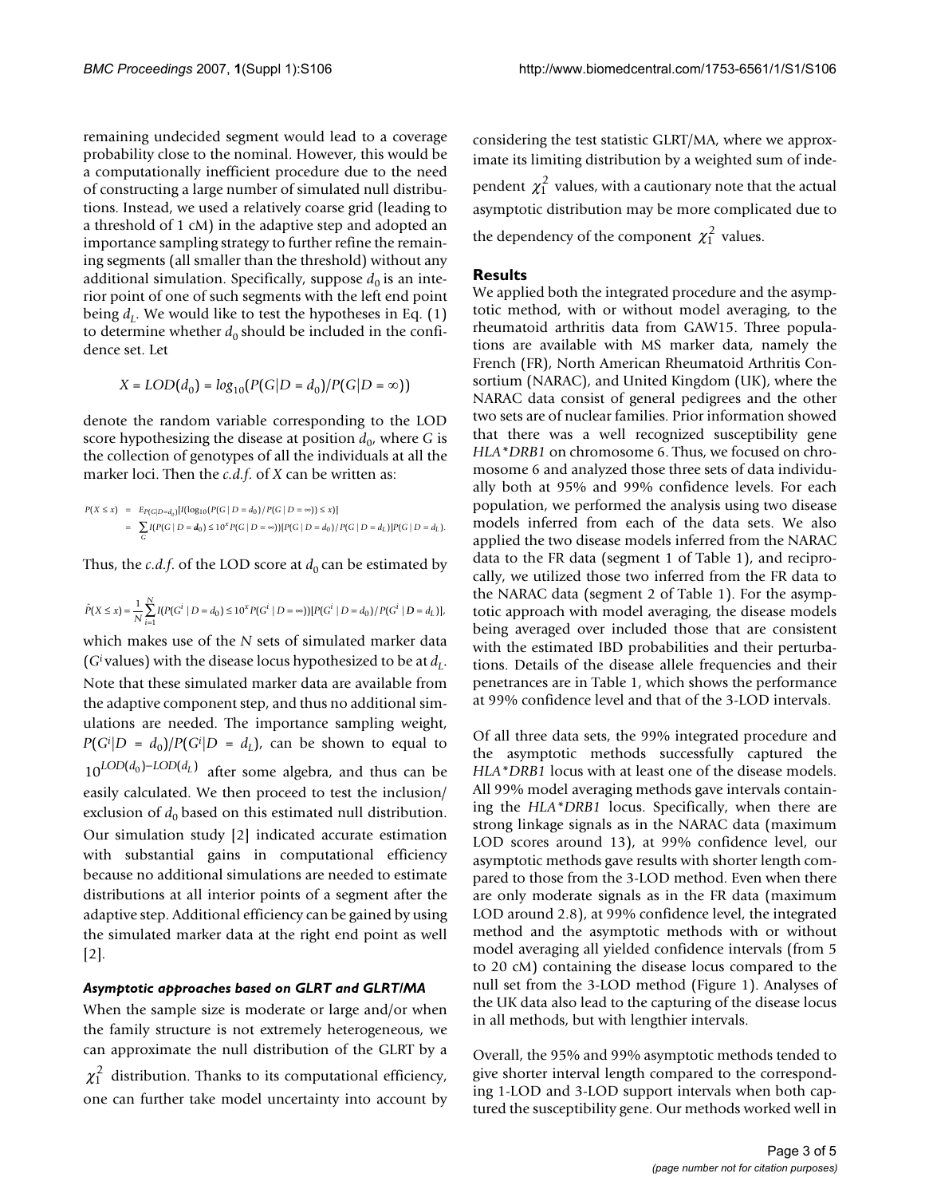remaining undecided segment would lead to a coverage probability close to the nominal. However, this would be a computationally inefficient procedure due to the need of constructing a large number of simulated null distributions. Instead, we used a relatively coarse grid (leading to a threshold of 1 cM) in the adaptive step and adopted an importance sampling strategy to further refine the remaining segments (all smaller than the threshold) without any additional simulation. Specifically, suppose $d_0$ is an interior point of one of such segments with the left end point being $d_L$. We would like to test the hypotheses in Eq. (1) to determine whether $d_0$ should be included in the confidence set. Let

$$X = LOD(d_0) = log_{10}(P(G|D = d_0)/P(G|D = \infty))$$

denote the random variable corresponding to the LOD score hypothesizing the disease at position $d_0$, where $G$ is the collection of genotypes of all the individuals at all the marker loci. Then the *c.d.f.* of $X$ can be written as:

$$\begin{aligned} P(X \le x) &= E_{P(G|D=d_0)}[I(\log_{10}(P(G \mid D = d_0)/P(G \mid D = \infty)) \le x)] \\ &= \sum_G I(P(G \mid D = d_0) \le 10^x P(G \mid D = \infty))[P(G \mid D = d_0)/P(G \mid D = d_L)]P(G \mid D = d_L). \end{aligned}$$

Thus, the *c.d.f.* of the LOD score at $d_0$ can be estimated by

$$\hat{P}(X \le x) = \frac{1}{N}\sum_{i=1}^{N} I(P(G^i \mid D = d_0) \le 10^x P(G^i \mid D = \infty))[P(G^i \mid D = d_0)/P(G^i \mid \boldsymbol{D} = d_L)],$$

which makes use of the $N$ sets of simulated marker data ($G^i$ values) with the disease locus hypothesized to be at $d_L$. Note that these simulated marker data are available from the adaptive component step, and thus no additional simulations are needed. The importance sampling weight, $P(G^i|D = d_0)/P(G^i|D = d_L)$, can be shown to equal to $10^{LOD(d_0)-LOD(d_L)}$ after some algebra, and thus can be easily calculated. We then proceed to test the inclusion/exclusion of $d_0$ based on this estimated null distribution. Our simulation study [2] indicated accurate estimation with substantial gains in computational efficiency because no additional simulations are needed to estimate distributions at all interior points of a segment after the adaptive step. Additional efficiency can be gained by using the simulated marker data at the right end point as well [2].

### *Asymptotic approaches based on GLRT and GLRT/MA*

When the sample size is moderate or large and/or when the family structure is not extremely heterogeneous, we can approximate the null distribution of the GLRT by a $\chi_1^2$ distribution. Thanks to its computational efficiency, one can further take model uncertainty into account by considering the test statistic GLRT/MA, where we approximate its limiting distribution by a weighted sum of independent $\chi_1^2$ values, with a cautionary note that the actual asymptotic distribution may be more complicated due to the dependency of the component $\chi_1^2$ values.

## Results

We applied both the integrated procedure and the asymptotic method, with or without model averaging, to the rheumatoid arthritis data from GAW15. Three populations are available with MS marker data, namely the French (FR), North American Rheumatoid Arthritis Consortium (NARAC), and United Kingdom (UK), where the NARAC data consist of general pedigrees and the other two sets are of nuclear families. Prior information showed that there was a well recognized susceptibility gene *HLA\*DRB1* on chromosome 6. Thus, we focused on chromosome 6 and analyzed those three sets of data individually both at 95% and 99% confidence levels. For each population, we performed the analysis using two disease models inferred from each of the data sets. We also applied the two disease models inferred from the NARAC data to the FR data (segment 1 of Table 1), and reciprocally, we utilized those two inferred from the FR data to the NARAC data (segment 2 of Table 1). For the asymptotic approach with model averaging, the disease models being averaged over included those that are consistent with the estimated IBD probabilities and their perturbations. Details of the disease allele frequencies and their penetrances are in Table 1, which shows the performance at 99% confidence level and that of the 3-LOD intervals.

Of all three data sets, the 99% integrated procedure and the asymptotic methods successfully captured the *HLA\*DRB1* locus with at least one of the disease models. All 99% model averaging methods gave intervals containing the *HLA\*DRB1* locus. Specifically, when there are strong linkage signals as in the NARAC data (maximum LOD scores around 13), at 99% confidence level, our asymptotic methods gave results with shorter length compared to those from the 3-LOD method. Even when there are only moderate signals as in the FR data (maximum LOD around 2.8), at 99% confidence level, the integrated method and the asymptotic methods with or without model averaging all yielded confidence intervals (from 5 to 20 cM) containing the disease locus compared to the null set from the 3-LOD method (Figure 1). Analyses of the UK data also lead to the capturing of the disease locus in all methods, but with lengthier intervals.

Overall, the 95% and 99% asymptotic methods tended to give shorter interval length compared to the corresponding 1-LOD and 3-LOD support intervals when both captured the susceptibility gene. Our methods worked well in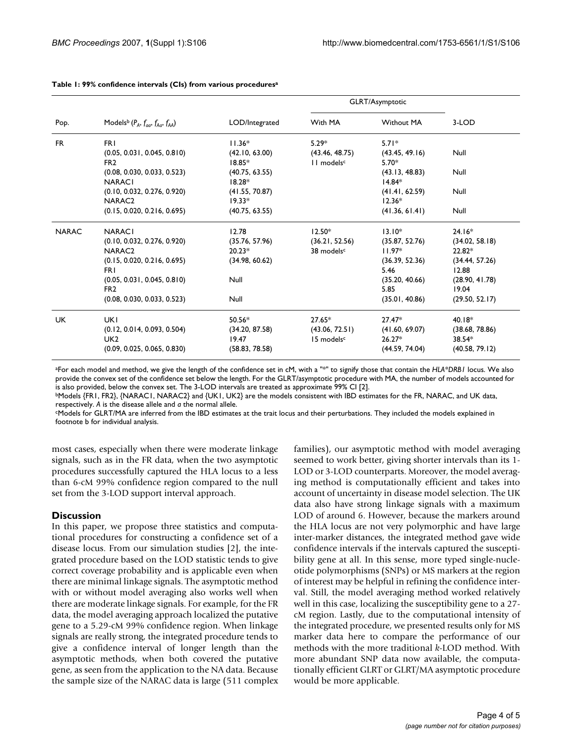**Table 1: 99% confidence intervals (CIs) from various procedures[a]**

| Pop. | Models[b] ($P_A$, $f_{aa}$, $f_{Aa}$, $f_{AA}$) | LOD/Integrated | GLRT/Asymptotic | | 3-LOD |
|---|---|---|---|---|---|
| | | | With MA | Without MA | |
| FR | FR1 | 11.36* | 5.29* | 5.71* | |
| | (0.05, 0.031, 0.045, 0.810) | (42.10, 63.00) | (43.46, 48.75) | (43.45, 49.16) | Null |
| | FR2 | 18.85* | 11 models[c] | 5.70* | |
| | (0.08, 0.030, 0.033, 0.523) | (40.75, 63.55) | | (43.13, 48.83) | Null |
| | NARAC1 | 18.28* | | 14.84* | |
| | (0.10, 0.032, 0.276, 0.920) | (41.55, 70.87) | | (41.41, 62.59) | Null |
| | NARAC2 | 19.33* | | 12.36* | |
| | (0.15, 0.020, 0.216, 0.695) | (40.75, 63.55) | | (41.36, 61.41) | Null |
| NARAC | NARAC1 | 12.78 | 12.50* | 13.10* | 24.16* |
| | (0.10, 0.032, 0.276, 0.920) | (35.76, 57.96) | (36.21, 52.56) | (35.87, 52.76) | (34.02, 58.18) |
| | NARAC2 | 20.23* | 38 models[c] | 11.97* | 22.82* |
| | (0.15, 0.020, 0.216, 0.695) | (34.98, 60.62) | | (36.39, 52.36) | (34.44, 57.26) |
| | FR1 | | | 5.46 | 12.88 |
| | (0.05, 0.031, 0.045, 0.810) | Null | | (35.20, 40.66) | (28.90, 41.78) |
| | FR2 | | | 5.85 | 19.04 |
| | (0.08, 0.030, 0.033, 0.523) | Null | | (35.01, 40.86) | (29.50, 52.17) |
| UK | UK1 | 50.56* | 27.65* | 27.47* | 40.18* |
| | (0.12, 0.014, 0.093, 0.504) | (34.20, 87.58) | (43.06, 72.51) | (41.60, 69.07) | (38.68, 78.86) |
| | UK2 | 19.47 | 15 models[c] | 26.27* | 38.54* |
| | (0.09, 0.025, 0.065, 0.830) | (58.83, 78.58) | | (44.59, 74.04) | (40.58, 79.12) |

[a]For each model and method, we give the length of the confidence set in cM, with a "*" to signify those that contain the *HLA*DRB1* locus. We also provide the convex set of the confidence set below the length. For the GLRT/asymptotic procedure with MA, the number of models accounted for is also provided, below the convex set. The 3-LOD intervals are treated as approximate 99% CI [2].

[b]Models {FR1, FR2}, {NARAC1, NARAC2} and {UK1, UK2} are the models consistent with IBD estimates for the FR, NARAC, and UK data, respectively. *A* is the disease allele and *a* the normal allele.

[c]Models for GLRT/MA are inferred from the IBD estimates at the trait locus and their perturbations. They included the models explained in footnote b for individual analysis.

most cases, especially when there were moderate linkage signals, such as in the FR data, when the two asymptotic procedures successfully captured the HLA locus to a less than 6-cM 99% confidence region compared to the null set from the 3-LOD support interval approach.

## Discussion

In this paper, we propose three statistics and computational procedures for constructing a confidence set of a disease locus. From our simulation studies [2], the integrated procedure based on the LOD statistic tends to give correct coverage probability and is applicable even when there are minimal linkage signals. The asymptotic method with or without model averaging also works well when there are moderate linkage signals. For example, for the FR data, the model averaging approach localized the putative gene to a 5.29-cM 99% confidence region. When linkage signals are really strong, the integrated procedure tends to give a confidence interval of longer length than the asymptotic methods, when both covered the putative gene, as seen from the application to the NA data. Because the sample size of the NARAC data is large (511 complex families), our asymptotic method with model averaging seemed to work better, giving shorter intervals than its 1-LOD or 3-LOD counterparts. Moreover, the model averaging method is computationally efficient and takes into account of uncertainty in disease model selection. The UK data also have strong linkage signals with a maximum LOD of around 6. However, because the markers around the HLA locus are not very polymorphic and have large inter-marker distances, the integrated method gave wide confidence intervals if the intervals captured the susceptibility gene at all. In this sense, more typed single-nucleotide polymorphisms (SNPs) or MS markers at the region of interest may be helpful in refining the confidence interval. Still, the model averaging method worked relatively well in this case, localizing the susceptibility gene to a 27-cM region. Lastly, due to the computational intensity of the integrated procedure, we presented results only for MS marker data here to compare the performance of our methods with the more traditional *k*-LOD method. With more abundant SNP data now available, the computationally efficient GLRT or GLRT/MA asymptotic procedure would be more applicable.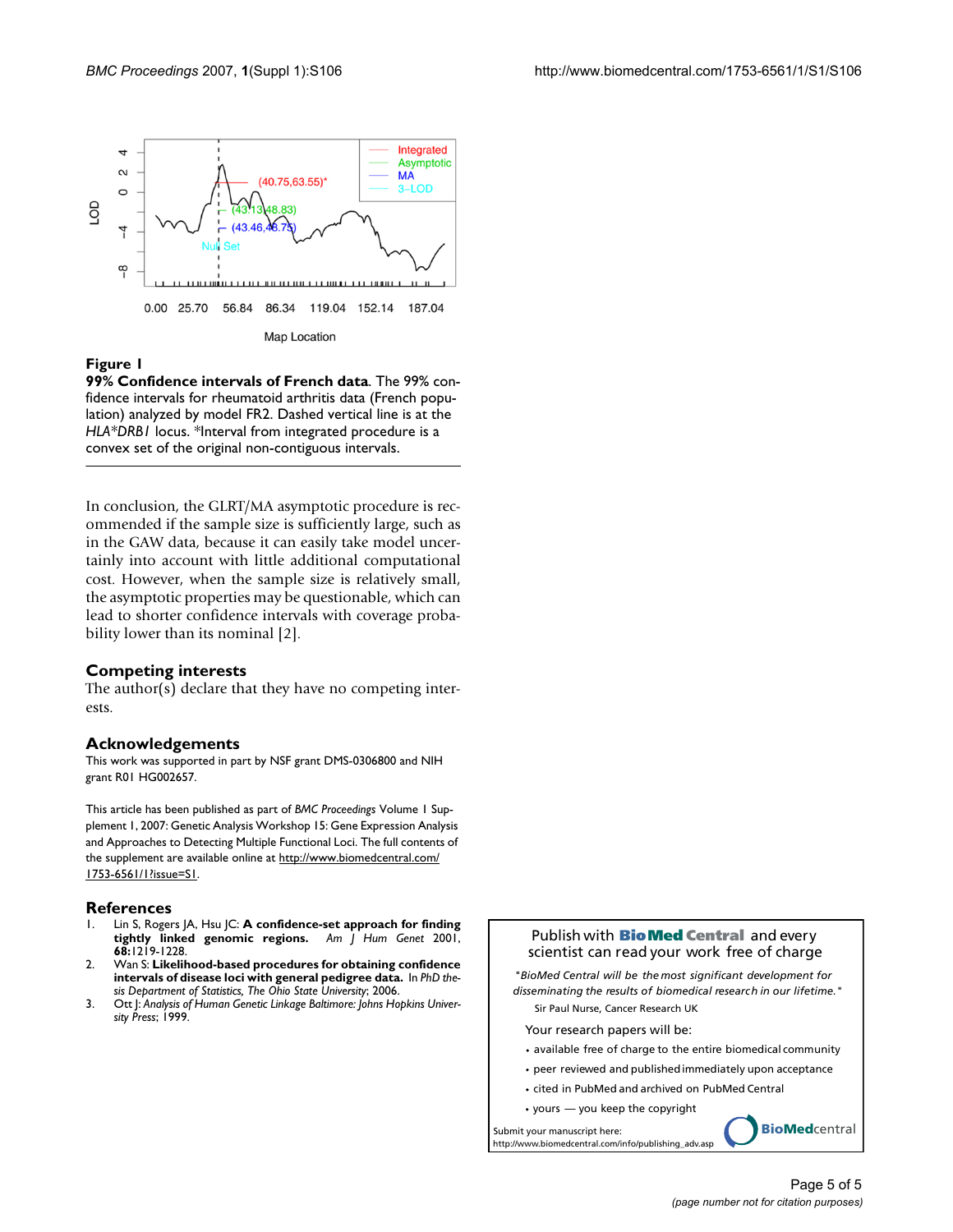LOD

4
2
0
-4
-8

Integrated
Asymptotic
MA
3-LOD

(40.75,63.55)*
(43.13,48.83)
(43.46,48.75)
Null Set

0.00 25.70 56.84 86.34 119.04 152.14 187.04

Map Location

**Figure 1**

**99% Confidence intervals of French data**. The 99% confidence intervals for rheumatoid arthritis data (French population) analyzed by model FR2. Dashed vertical line is at the *HLA\*DRB1* locus. *Interval from integrated procedure is a convex set of the original non-contiguous intervals.

In conclusion, the GLRT/MA asymptotic procedure is recommended if the sample size is sufficiently large, such as in the GAW data, because it can easily take model uncertainly into account with little additional computational cost. However, when the sample size is relatively small, the asymptotic properties may be questionable, which can lead to shorter confidence intervals with coverage probability lower than its nominal [2].

## Competing interests

The author(s) declare that they have no competing interests.

## Acknowledgements

This work was supported in part by NSF grant DMS-0306800 and NIH grant R01 HG002657.

This article has been published as part of *BMC Proceedings* Volume 1 Supplement 1, 2007: Genetic Analysis Workshop 15: Gene Expression Analysis and Approaches to Detecting Multiple Functional Loci. The full contents of the supplement are available online at http://www.biomedcentral.com/1753-6561/1?issue=S1.

## References

1. Lin S, Rogers JA, Hsu JC: **A confidence-set approach for finding tightly linked genomic regions.** *Am J Hum Genet* 2001, **68:**1219-1228.
2. Wan S: **Likelihood-based procedures for obtaining confidence intervals of disease loci with general pedigree data.** In *PhD thesis Department of Statistics, The Ohio State University*; 2006.
3. Ott J: *Analysis of Human Genetic Linkage Baltimore: Johns Hopkins University Press*; 1999.

Publish with **BioMed Central** and every scientist can read your work free of charge

*"BioMed Central will be the most significant development for disseminating the results of biomedical research in our lifetime."*

Sir Paul Nurse, Cancer Research UK

Your research papers will be:

- available free of charge to the entire biomedical community
- peer reviewed and published immediately upon acceptance
- cited in PubMed and archived on PubMed Central
- yours — you keep the copyright

Submit your manuscript here:
http://www.biomedcentral.com/info/publishing_adv.asp

BioMedcentral